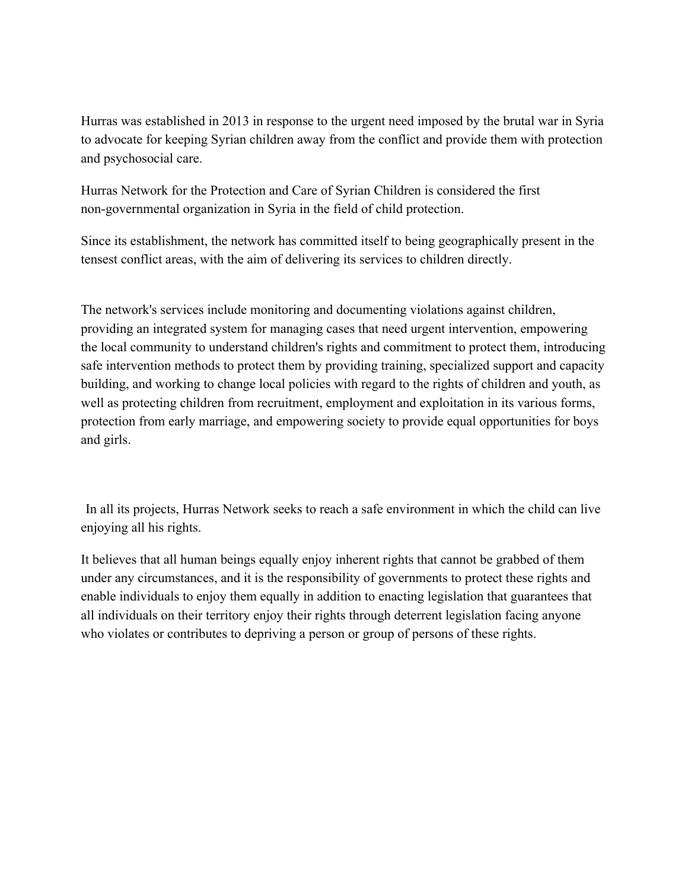Hurras was established in 2013 in response to the urgent need imposed by the brutal war in Syria to advocate for keeping Syrian children away from the conflict and provide them with protection and psychosocial care.

Hurras Network for the Protection and Care of Syrian Children is considered the first non-governmental organization in Syria in the field of child protection.

Since its establishment, the network has committed itself to being geographically present in the tensest conflict areas, with the aim of delivering its services to children directly.

The network's services include monitoring and documenting violations against children, providing an integrated system for managing cases that need urgent intervention, empowering the local community to understand children's rights and commitment to protect them, introducing safe intervention methods to protect them by providing training, specialized support and capacity building, and working to change local policies with regard to the rights of children and youth, as well as protecting children from recruitment, employment and exploitation in its various forms, protection from early marriage, and empowering society to provide equal opportunities for boys and girls.

In all its projects, Hurras Network seeks to reach a safe environment in which the child can live enjoying all his rights.

It believes that all human beings equally enjoy inherent rights that cannot be grabbed of them under any circumstances, and it is the responsibility of governments to protect these rights and enable individuals to enjoy them equally in addition to enacting legislation that guarantees that all individuals on their territory enjoy their rights through deterrent legislation facing anyone who violates or contributes to depriving a person or group of persons of these rights.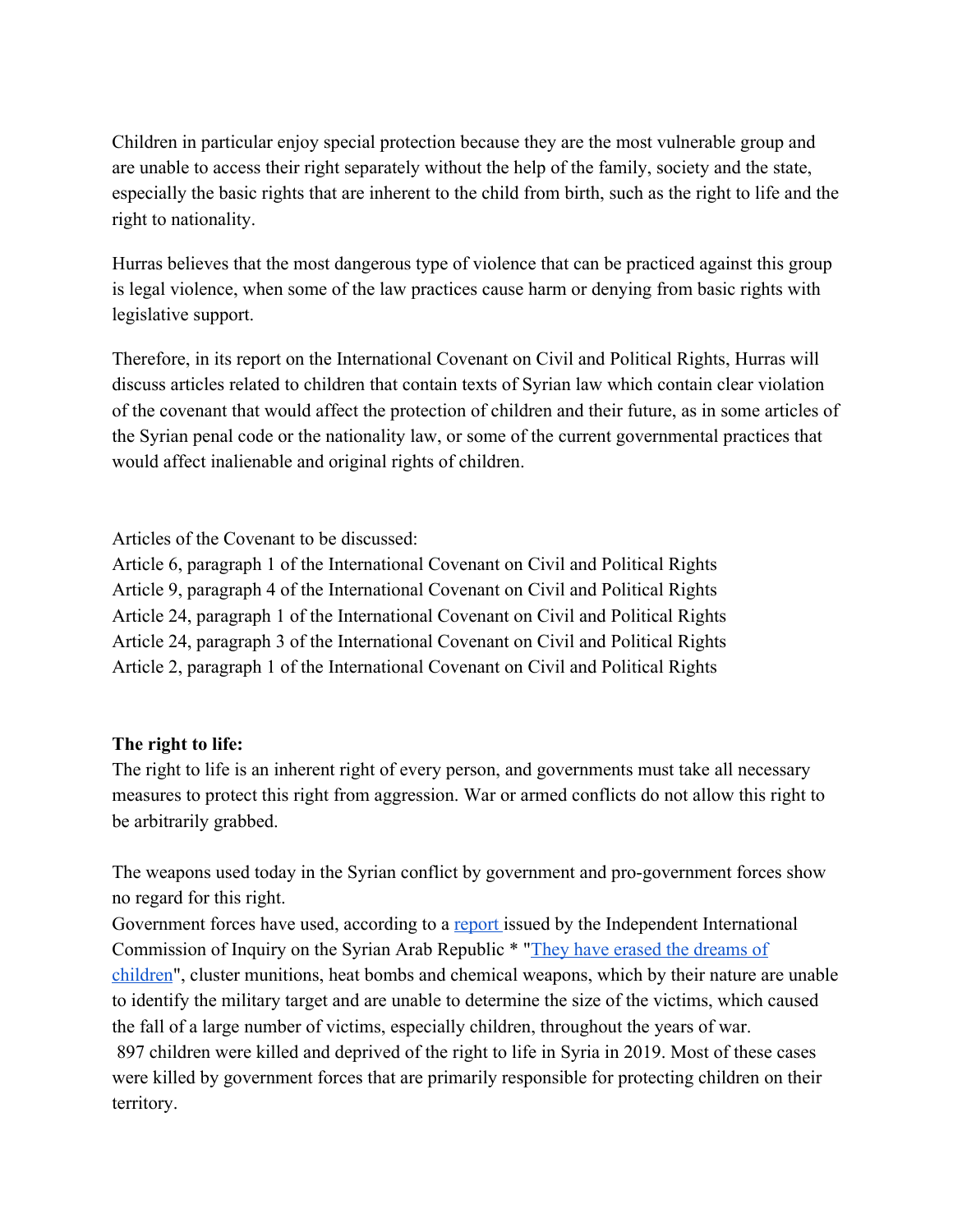Children in particular enjoy special protection because they are the most vulnerable group and are unable to access their right separately without the help of the family, society and the state, especially the basic rights that are inherent to the child from birth, such as the right to life and the right to nationality.

Hurras believes that the most dangerous type of violence that can be practiced against this group is legal violence, when some of the law practices cause harm or denying from basic rights with legislative support.

Therefore, in its report on the International Covenant on Civil and Political Rights, Hurras will discuss articles related to children that contain texts of Syrian law which contain clear violation of the covenant that would affect the protection of children and their future, as in some articles of the Syrian penal code or the nationality law, or some of the current governmental practices that would affect inalienable and original rights of children.

Articles of the Covenant to be discussed:
Article 6, paragraph 1 of the International Covenant on Civil and Political Rights
Article 9, paragraph 4 of the International Covenant on Civil and Political Rights
Article 24, paragraph 1 of the International Covenant on Civil and Political Rights
Article 24, paragraph 3 of the International Covenant on Civil and Political Rights
Article 2, paragraph 1 of the International Covenant on Civil and Political Rights

**The right to life:**
The right to life is an inherent right of every person, and governments must take all necessary measures to protect this right from aggression. War or armed conflicts do not allow this right to be arbitrarily grabbed.

The weapons used today in the Syrian conflict by government and pro-government forces show no regard for this right.
Government forces have used, according to a report issued by the Independent International Commission of Inquiry on the Syrian Arab Republic * "They have erased the dreams of children", cluster munitions, heat bombs and chemical weapons, which by their nature are unable to identify the military target and are unable to determine the size of the victims, which caused the fall of a large number of victims, especially children, throughout the years of war.
897 children were killed and deprived of the right to life in Syria in 2019. Most of these cases were killed by government forces that are primarily responsible for protecting children on their territory.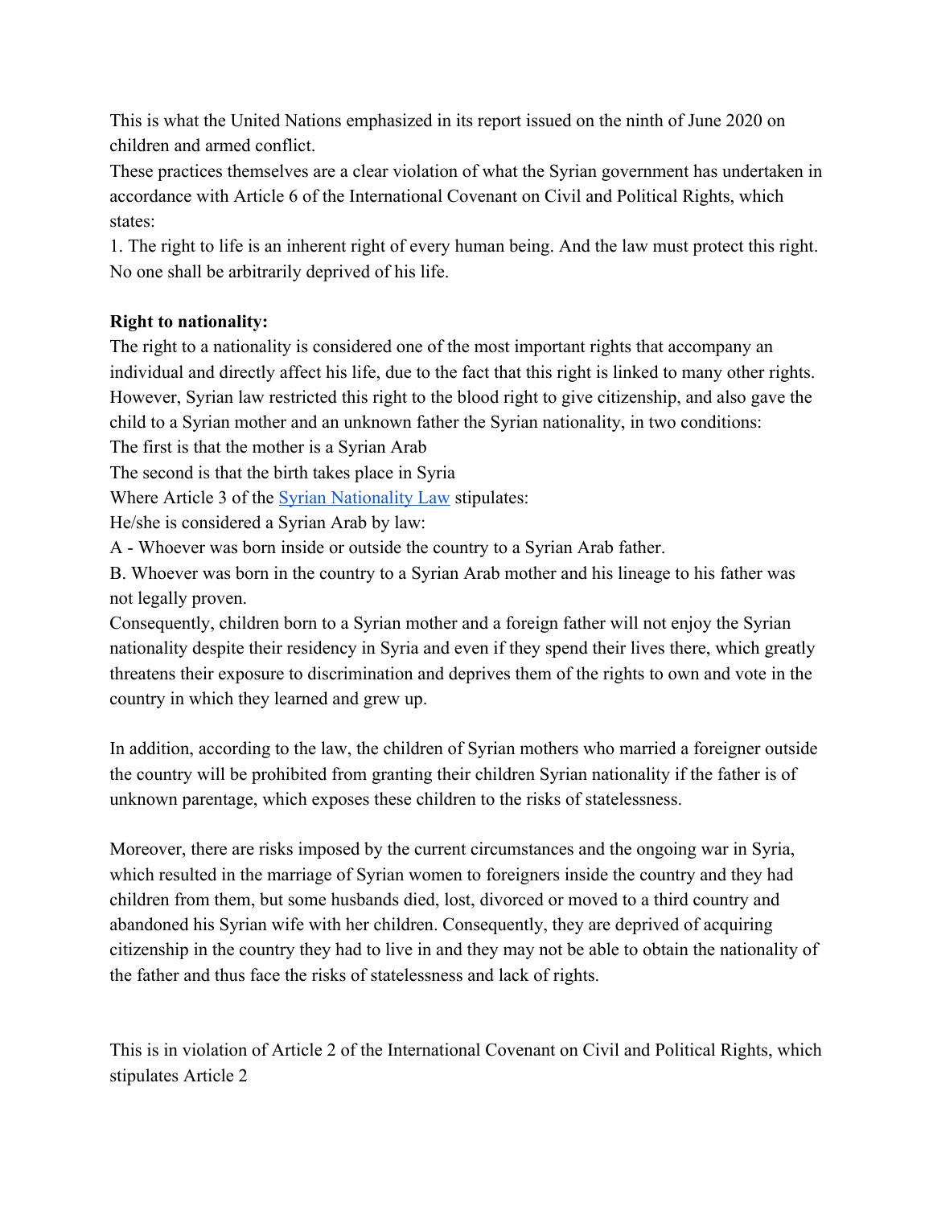This is what the United Nations emphasized in its report issued on the ninth of June 2020 on children and armed conflict.

These practices themselves are a clear violation of what the Syrian government has undertaken in accordance with Article 6 of the International Covenant on Civil and Political Rights, which states:

1. The right to life is an inherent right of every human being. And the law must protect this right. No one shall be arbitrarily deprived of his life.

**Right to nationality:**

The right to a nationality is considered one of the most important rights that accompany an individual and directly affect his life, due to the fact that this right is linked to many other rights. However, Syrian law restricted this right to the blood right to give citizenship, and also gave the child to a Syrian mother and an unknown father the Syrian nationality, in two conditions:

The first is that the mother is a Syrian Arab

The second is that the birth takes place in Syria

Where Article 3 of the [Syrian Nationality Law]() stipulates:

He/she is considered a Syrian Arab by law:

A - Whoever was born inside or outside the country to a Syrian Arab father.

B. Whoever was born in the country to a Syrian Arab mother and his lineage to his father was not legally proven.

Consequently, children born to a Syrian mother and a foreign father will not enjoy the Syrian nationality despite their residency in Syria and even if they spend their lives there, which greatly threatens their exposure to discrimination and deprives them of the rights to own and vote in the country in which they learned and grew up.

In addition, according to the law, the children of Syrian mothers who married a foreigner outside the country will be prohibited from granting their children Syrian nationality if the father is of unknown parentage, which exposes these children to the risks of statelessness.

Moreover, there are risks imposed by the current circumstances and the ongoing war in Syria, which resulted in the marriage of Syrian women to foreigners inside the country and they had children from them, but some husbands died, lost, divorced or moved to a third country and abandoned his Syrian wife with her children. Consequently, they are deprived of acquiring citizenship in the country they had to live in and they may not be able to obtain the nationality of the father and thus face the risks of statelessness and lack of rights.

This is in violation of Article 2 of the International Covenant on Civil and Political Rights, which stipulates Article 2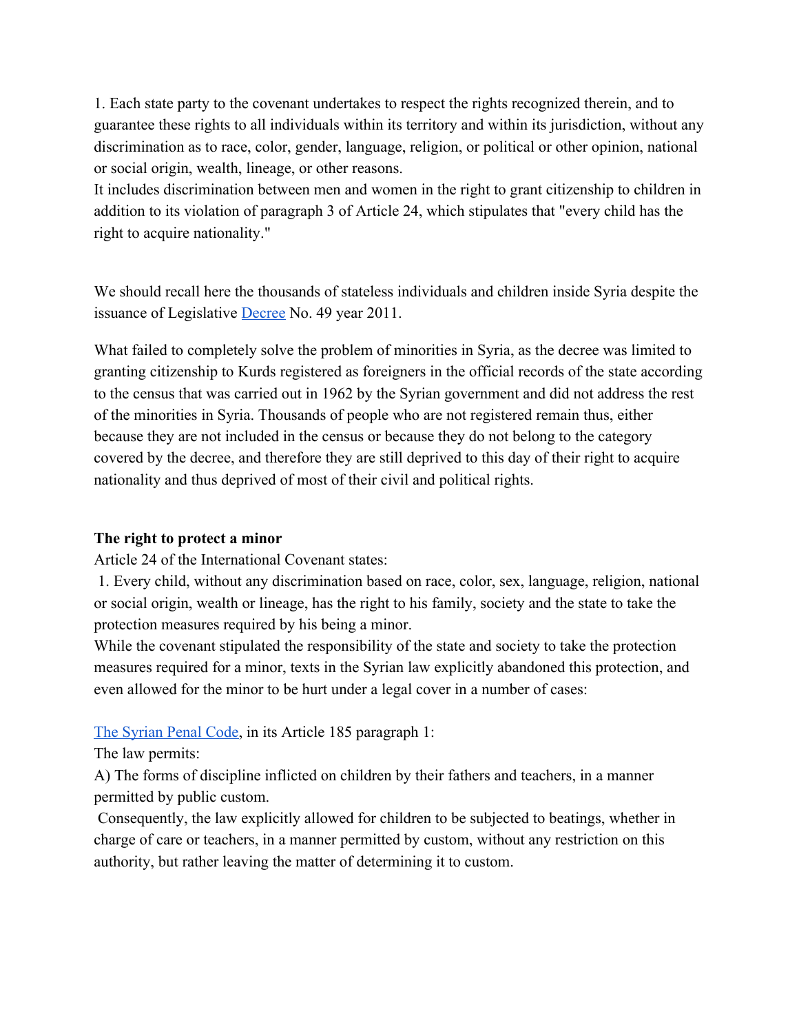1. Each state party to the covenant undertakes to respect the rights recognized therein, and to guarantee these rights to all individuals within its territory and within its jurisdiction, without any discrimination as to race, color, gender, language, religion, or political or other opinion, national or social origin, wealth, lineage, or other reasons.
It includes discrimination between men and women in the right to grant citizenship to children in addition to its violation of paragraph 3 of Article 24, which stipulates that "every child has the right to acquire nationality."

We should recall here the thousands of stateless individuals and children inside Syria despite the issuance of Legislative Decree No. 49 year 2011.

What failed to completely solve the problem of minorities in Syria, as the decree was limited to granting citizenship to Kurds registered as foreigners in the official records of the state according to the census that was carried out in 1962 by the Syrian government and did not address the rest of the minorities in Syria. Thousands of people who are not registered remain thus, either because they are not included in the census or because they do not belong to the category covered by the decree, and therefore they are still deprived to this day of their right to acquire nationality and thus deprived of most of their civil and political rights.

**The right to protect a minor**
Article 24 of the International Covenant states:
1. Every child, without any discrimination based on race, color, sex, language, religion, national or social origin, wealth or lineage, has the right to his family, society and the state to take the protection measures required by his being a minor.
While the covenant stipulated the responsibility of the state and society to take the protection measures required for a minor, texts in the Syrian law explicitly abandoned this protection, and even allowed for the minor to be hurt under a legal cover in a number of cases:

The Syrian Penal Code, in its Article 185 paragraph 1:
The law permits:
A) The forms of discipline inflicted on children by their fathers and teachers, in a manner permitted by public custom.
Consequently, the law explicitly allowed for children to be subjected to beatings, whether in charge of care or teachers, in a manner permitted by custom, without any restriction on this authority, but rather leaving the matter of determining it to custom.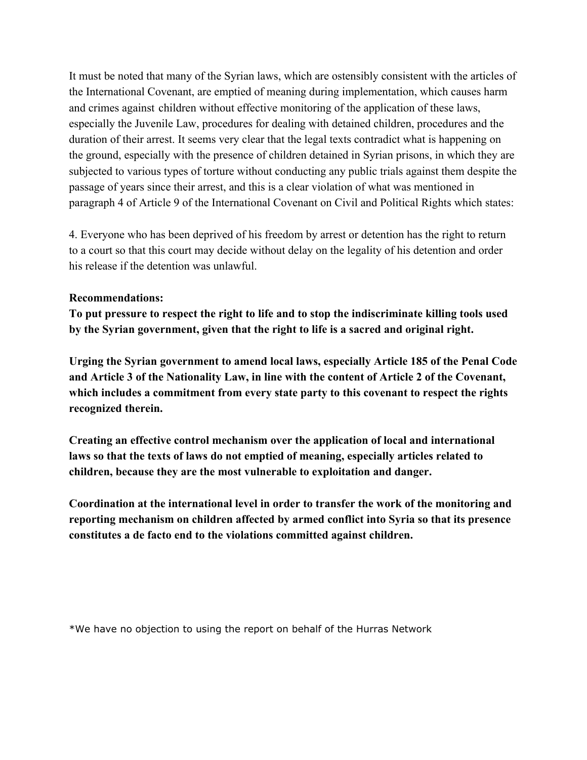It must be noted that many of the Syrian laws, which are ostensibly consistent with the articles of the International Covenant, are emptied of meaning during implementation, which causes harm and crimes against children without effective monitoring of the application of these laws, especially the Juvenile Law, procedures for dealing with detained children, procedures and the duration of their arrest. It seems very clear that the legal texts contradict what is happening on the ground, especially with the presence of children detained in Syrian prisons, in which they are subjected to various types of torture without conducting any public trials against them despite the passage of years since their arrest, and this is a clear violation of what was mentioned in paragraph 4 of Article 9 of the International Covenant on Civil and Political Rights which states:

4. Everyone who has been deprived of his freedom by arrest or detention has the right to return to a court so that this court may decide without delay on the legality of his detention and order his release if the detention was unlawful.

**Recommendations:**

**To put pressure to respect the right to life and to stop the indiscriminate killing tools used by the Syrian government, given that the right to life is a sacred and original right.**

**Urging the Syrian government to amend local laws, especially Article 185 of the Penal Code and Article 3 of the Nationality Law, in line with the content of Article 2 of the Covenant, which includes a commitment from every state party to this covenant to respect the rights recognized therein.**

**Creating an effective control mechanism over the application of local and international laws so that the texts of laws do not emptied of meaning, especially articles related to children, because they are the most vulnerable to exploitation and danger.**

**Coordination at the international level in order to transfer the work of the monitoring and reporting mechanism on children affected by armed conflict into Syria so that its presence constitutes a de facto end to the violations committed against children.**

*We have no objection to using the report on behalf of the Hurras Network